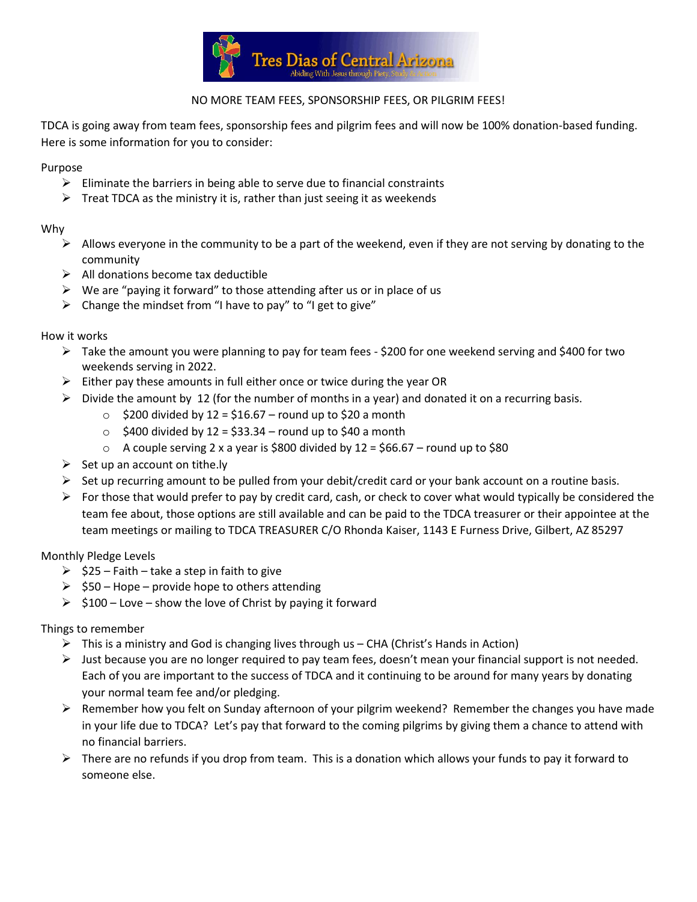Tres Dias of Central Arizona
Abiding With Jesus through Piety, Study & Action

NO MORE TEAM FEES, SPONSORSHIP FEES, OR PILGRIM FEES!

TDCA is going away from team fees, sponsorship fees and pilgrim fees and will now be 100% donation-based funding. Here is some information for you to consider:

Purpose

- Eliminate the barriers in being able to serve due to financial constraints
- Treat TDCA as the ministry it is, rather than just seeing it as weekends

Why

- Allows everyone in the community to be a part of the weekend, even if they are not serving by donating to the community
- All donations become tax deductible
- We are "paying it forward" to those attending after us or in place of us
- Change the mindset from "I have to pay" to "I get to give"

How it works

- Take the amount you were planning to pay for team fees - $200 for one weekend serving and $400 for two weekends serving in 2022.
- Either pay these amounts in full either once or twice during the year OR
- Divide the amount by 12 (for the number of months in a year) and donated it on a recurring basis.
  - $200 divided by 12 = $16.67 – round up to $20 a month
  - $400 divided by 12 = $33.34 – round up to $40 a month
  - A couple serving 2 x a year is $800 divided by 12 = $66.67 – round up to $80
- Set up an account on tithe.ly
- Set up recurring amount to be pulled from your debit/credit card or your bank account on a routine basis.
- For those that would prefer to pay by credit card, cash, or check to cover what would typically be considered the team fee about, those options are still available and can be paid to the TDCA treasurer or their appointee at the team meetings or mailing to TDCA TREASURER C/O Rhonda Kaiser, 1143 E Furness Drive, Gilbert, AZ 85297

Monthly Pledge Levels

- $25 – Faith – take a step in faith to give
- $50 – Hope – provide hope to others attending
- $100 – Love – show the love of Christ by paying it forward

Things to remember

- This is a ministry and God is changing lives through us – CHA (Christ's Hands in Action)
- Just because you are no longer required to pay team fees, doesn't mean your financial support is not needed. Each of you are important to the success of TDCA and it continuing to be around for many years by donating your normal team fee and/or pledging.
- Remember how you felt on Sunday afternoon of your pilgrim weekend? Remember the changes you have made in your life due to TDCA? Let's pay that forward to the coming pilgrims by giving them a chance to attend with no financial barriers.
- There are no refunds if you drop from team. This is a donation which allows your funds to pay it forward to someone else.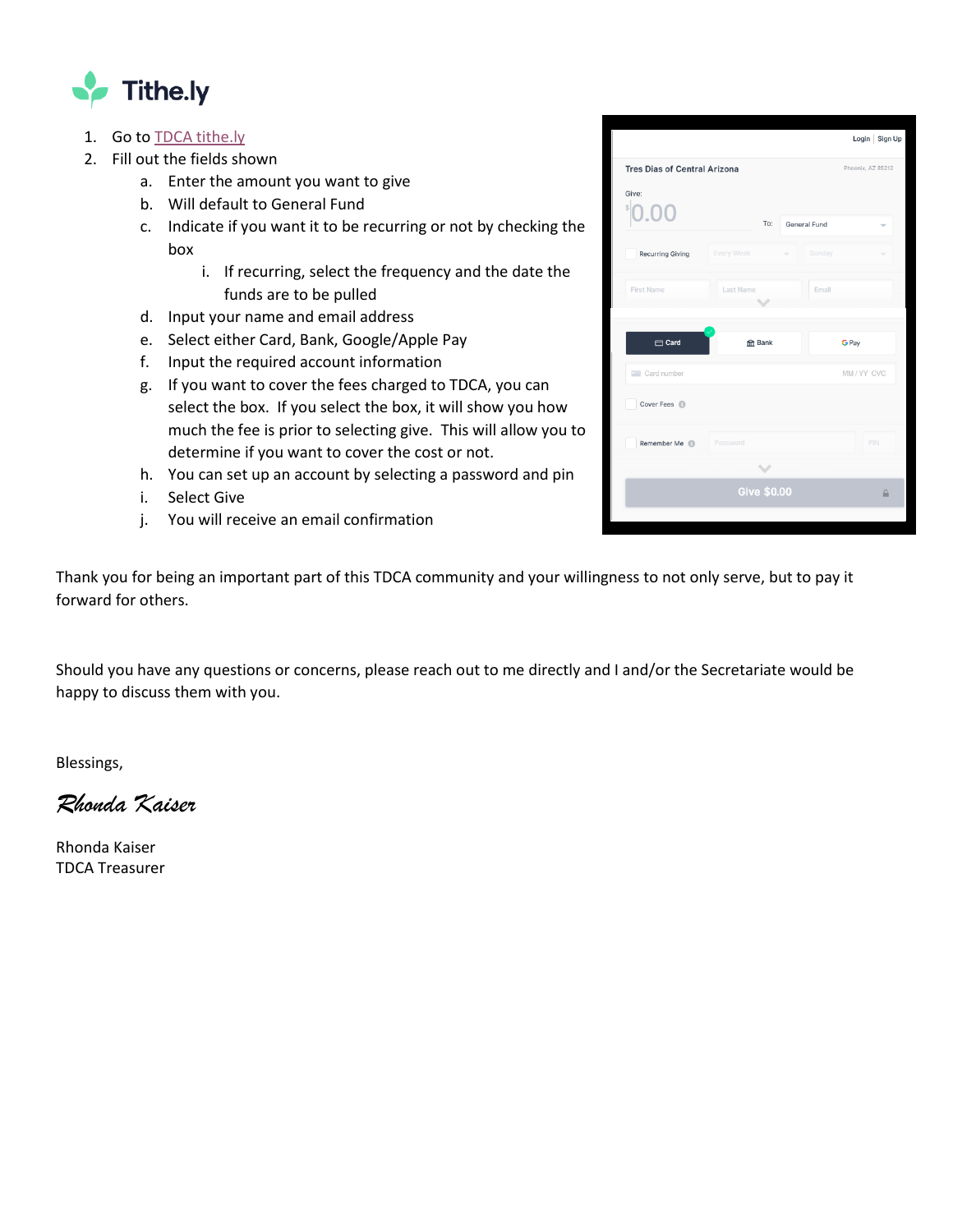# Tithe.ly

1. Go to TDCA tithe.ly
2. Fill out the fields shown
   a. Enter the amount you want to give
   b. Will default to General Fund
   c. Indicate if you want it to be recurring or not by checking the box
      i. If recurring, select the frequency and the date the funds are to be pulled
   d. Input your name and email address
   e. Select either Card, Bank, Google/Apple Pay
   f. Input the required account information
   g. If you want to cover the fees charged to TDCA, you can select the box. If you select the box, it will show you how much the fee is prior to selecting give. This will allow you to determine if you want to cover the cost or not.
   h. You can set up an account by selecting a password and pin
   i. Select Give
   j. You will receive an email confirmation

Thank you for being an important part of this TDCA community and your willingness to not only serve, but to pay it forward for others.

Should you have any questions or concerns, please reach out to me directly and I and/or the Secretariate would be happy to discuss them with you.

Blessings,

*Rhonda Kaiser*

Rhonda Kaiser
TDCA Treasurer